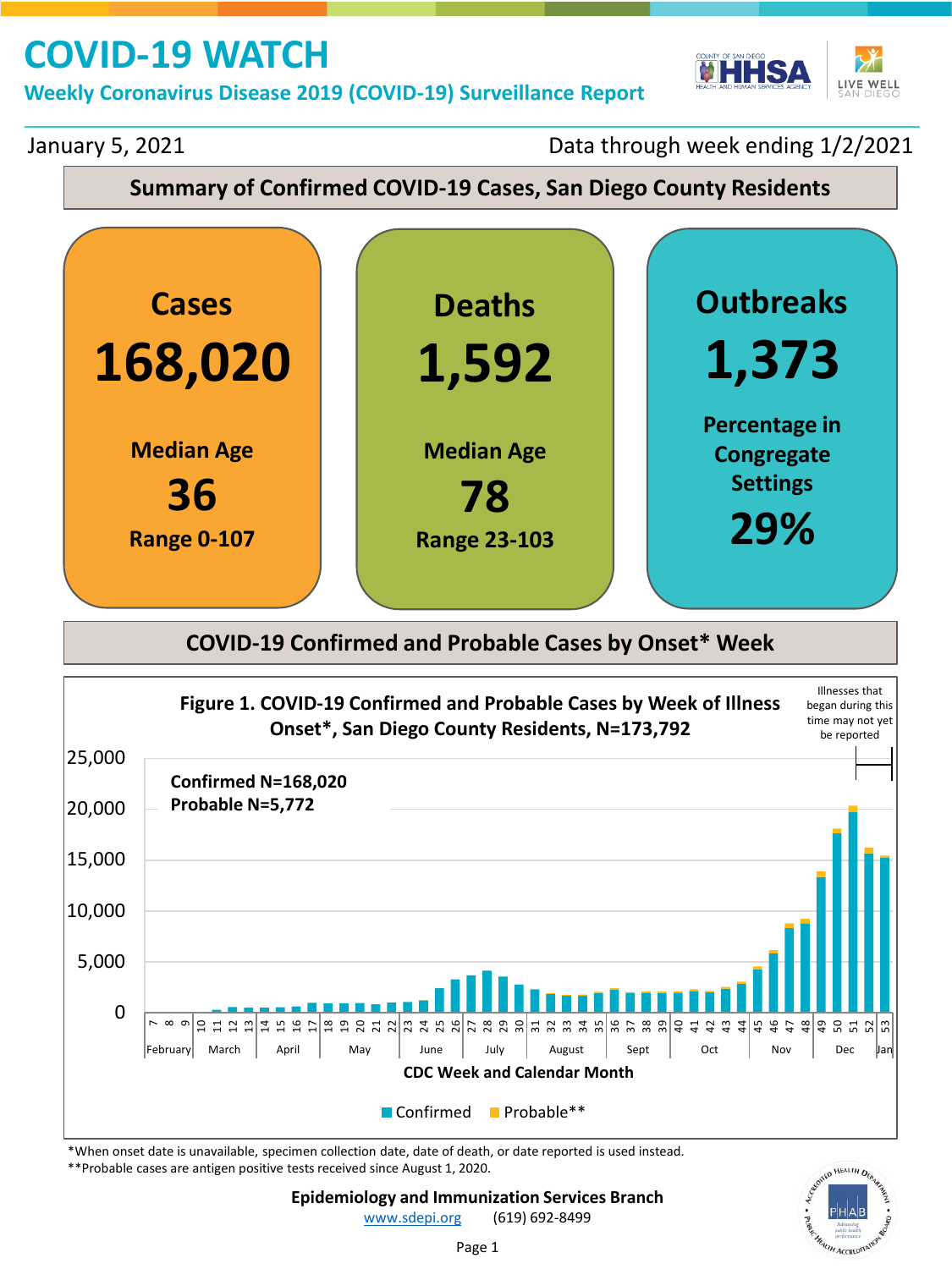# COVID-19 WATCH

**Weekly Coronavirus Disease 2019 (COVID-19) Surveillance Report**

January 5, 2021 — Data through week ending 1/2/2021

## Summary of Confirmed COVID-19 Cases, San Diego County Residents

| Cases | Deaths | Outbreaks |
|---|---|---|
| **168,020** | **1,592** | **1,373** |
| Median Age **36** | Median Age **78** | Percentage in Congregate Settings **29%** |
| Range 0-107 | Range 23-103 | |

## COVID-19 Confirmed and Probable Cases by Onset* Week

**Figure 1. COVID-19 Confirmed and Probable Cases by Week of Illness Onset*, San Diego County Residents, N=173,792**

Confirmed N=168,020
Probable N=5,772

Illnesses that began during this time may not yet be reported

CDC Week and Calendar Month

Confirmed ■ Probable**

*When onset date is unavailable, specimen collection date, date of death, or date reported is used instead.
**Probable cases are antigen positive tests received since August 1, 2020.

**Epidemiology and Immunization Services Branch**
www.sdepi.org (619) 692-8499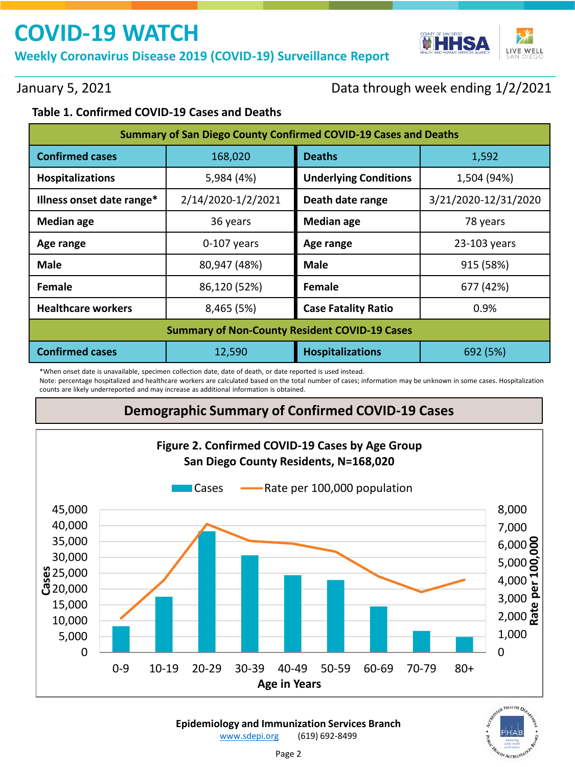# COVID-19 WATCH

## Weekly Coronavirus Disease 2019 (COVID-19) Surveillance Report

January 5, 2021 — Data through week ending 1/2/2021

### Table 1. Confirmed COVID-19 Cases and Deaths

| Summary of San Diego County Confirmed COVID-19 Cases and Deaths | | | |
|---|---|---|---|
| **Confirmed cases** | 168,020 | **Deaths** | 1,592 |
| **Hospitalizations** | 5,984 (4%) | **Underlying Conditions** | 1,504 (94%) |
| **Illness onset date range*** | 2/14/2020-1/2/2021 | **Death date range** | 3/21/2020-12/31/2020 |
| **Median age** | 36 years | **Median age** | 78 years |
| **Age range** | 0-107 years | **Age range** | 23-103 years |
| **Male** | 80,947 (48%) | **Male** | 915 (58%) |
| **Female** | 86,120 (52%) | **Female** | 677 (42%) |
| **Healthcare workers** | 8,465 (5%) | **Case Fatality Ratio** | 0.9% |
| **Summary of Non-County Resident COVID-19 Cases** | | | |
| **Confirmed cases** | 12,590 | **Hospitalizations** | 692 (5%) |

*When onset date is unavailable, specimen collection date, date of death, or date reported is used instead.
Note: percentage hospitalized and healthcare workers are calculated based on the total number of cases; information may be unknown in some cases. Hospitalization counts are likely underreported and may increase as additional information is obtained.

## Demographic Summary of Confirmed COVID-19 Cases

**Figure 2. Confirmed COVID-19 Cases by Age Group**
**San Diego County Residents, N=168,020**

Legend: Cases (bars); Rate per 100,000 population (line)

Y-axis (left): Cases (0–45,000); Y-axis (right): Rate per 100,000 (0–8,000); X-axis: Age in Years (0-9, 10-19, 20-29, 30-39, 40-49, 50-59, 60-69, 70-79, 80+)

**Epidemiology and Immunization Services Branch**
www.sdepi.org (619) 692-8499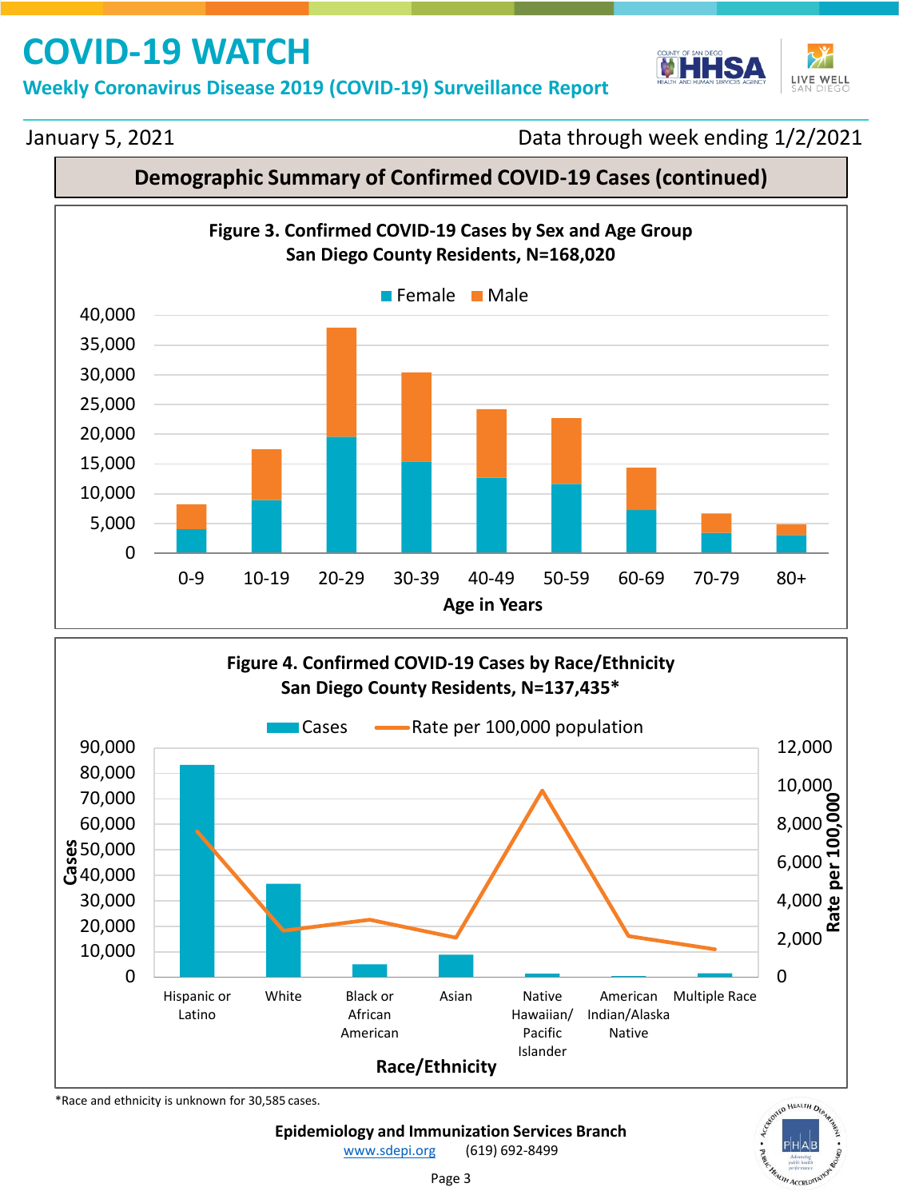# COVID-19 WATCH

**Weekly Coronavirus Disease 2019 (COVID-19) Surveillance Report**

January 5, 2021 — Data through week ending 1/2/2021

## Demographic Summary of Confirmed COVID-19 Cases (continued)

**Figure 3. Confirmed COVID-19 Cases by Sex and Age Group**
**San Diego County Residents, N=168,020**

Female / Male

Age in Years: 0-9, 10-19, 20-29, 30-39, 40-49, 50-59, 60-69, 70-79, 80+

**Figure 4. Confirmed COVID-19 Cases by Race/Ethnicity**
**San Diego County Residents, N=137,435***

Cases / Rate per 100,000 population

Race/Ethnicity: Hispanic or Latino, White, Black or African American, Asian, Native Hawaiian/ Pacific Islander, American Indian/Alaska Native, Multiple Race

*Race and ethnicity is unknown for 30,585 cases.

**Epidemiology and Immunization Services Branch**
www.sdepi.org (619) 692-8499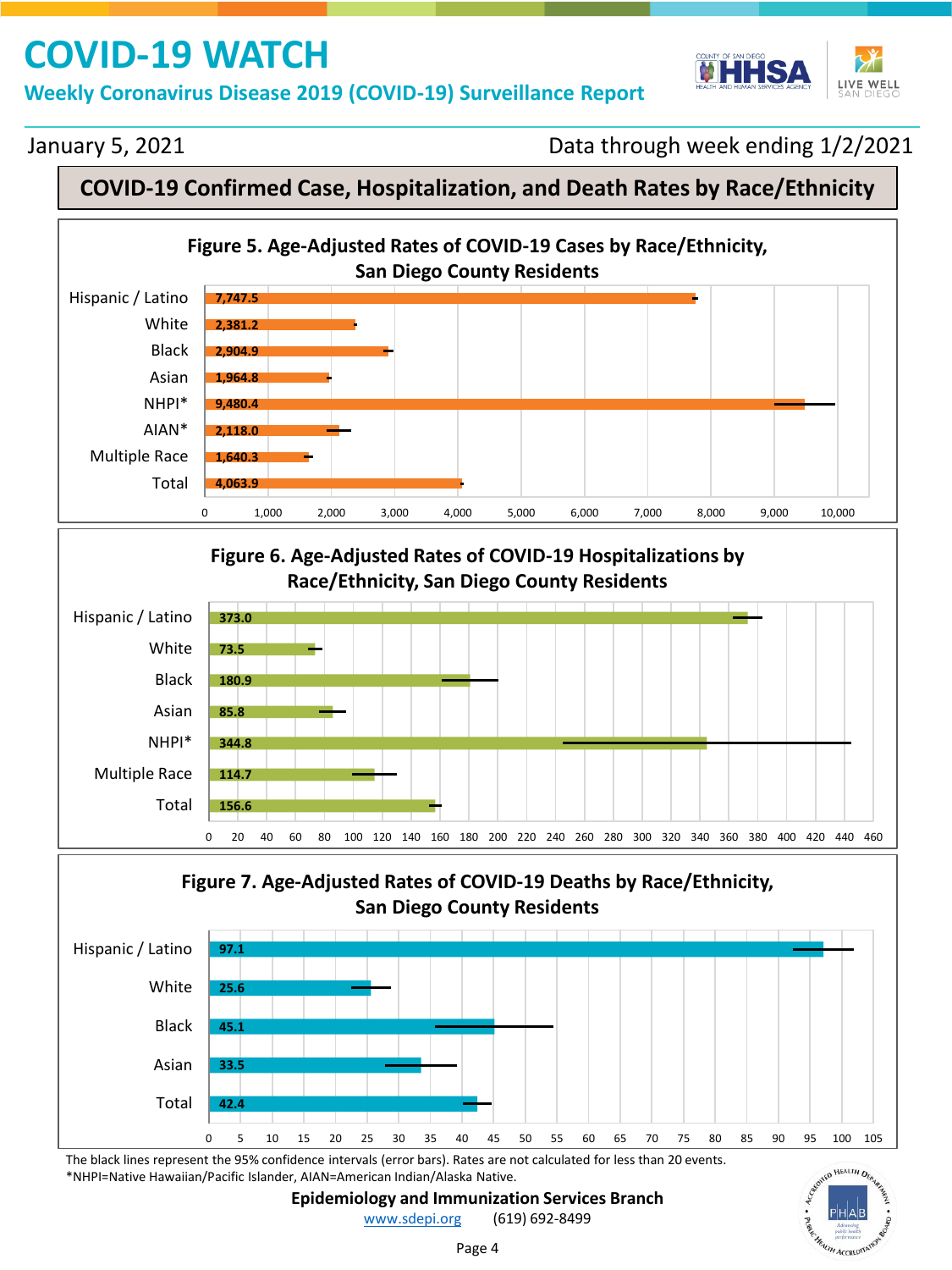# COVID-19 WATCH

## Weekly Coronavirus Disease 2019 (COVID-19) Surveillance Report

January 5, 2021

Data through week ending 1/2/2021

## COVID-19 Confirmed Case, Hospitalization, and Death Rates by Race/Ethnicity

### Figure 5. Age-Adjusted Rates of COVID-19 Cases by Race/Ethnicity, San Diego County Residents

| Race/Ethnicity | Rate |
|---|---|
| Hispanic / Latino | 7,747.5 |
| White | 2,381.2 |
| Black | 2,904.9 |
| Asian | 1,964.8 |
| NHPI* | 9,480.4 |
| AIAN* | 2,118.0 |
| Multiple Race | 1,640.3 |
| Total | 4,063.9 |

### Figure 6. Age-Adjusted Rates of COVID-19 Hospitalizations by Race/Ethnicity, San Diego County Residents

| Race/Ethnicity | Rate |
|---|---|
| Hispanic / Latino | 373.0 |
| White | 73.5 |
| Black | 180.9 |
| Asian | 85.8 |
| NHPI* | 344.8 |
| Multiple Race | 114.7 |
| Total | 156.6 |

### Figure 7. Age-Adjusted Rates of COVID-19 Deaths by Race/Ethnicity, San Diego County Residents

| Race/Ethnicity | Rate |
|---|---|
| Hispanic / Latino | 97.1 |
| White | 25.6 |
| Black | 45.1 |
| Asian | 33.5 |
| Total | 42.4 |

The black lines represent the 95% confidence intervals (error bars). Rates are not calculated for less than 20 events.
*NHPI=Native Hawaiian/Pacific Islander, AIAN=American Indian/Alaska Native.

**Epidemiology and Immunization Services Branch**
www.sdepi.org (619) 692-8499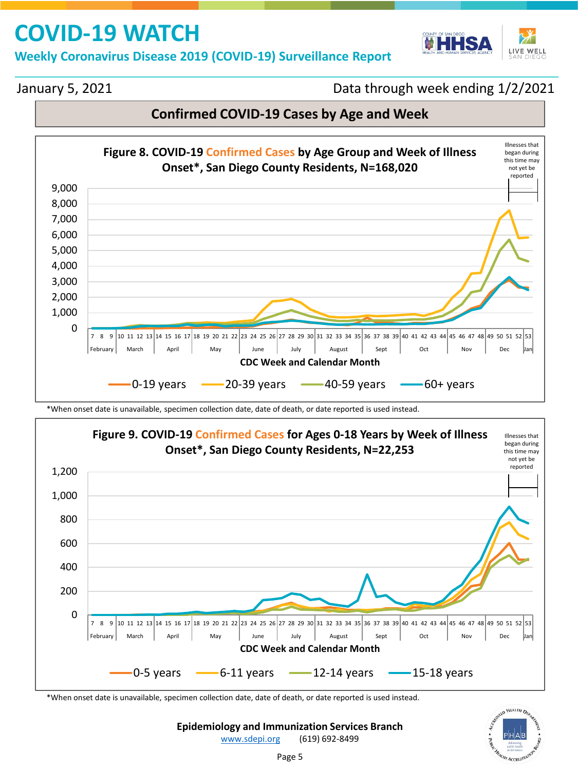# COVID-19 WATCH

## Weekly Coronavirus Disease 2019 (COVID-19) Surveillance Report

January 5, 2021

Data through week ending 1/2/2021

## Confirmed COVID-19 Cases by Age and Week

**Figure 8. COVID-19 Confirmed Cases by Age Group and Week of Illness Onset*, San Diego County Residents, N=168,020**

Illnesses that began during this time may not yet be reported

CDC Week and Calendar Month

0-19 years | 20-39 years | 40-59 years | 60+ years

*When onset date is unavailable, specimen collection date, date of death, or date reported is used instead.

**Figure 9. COVID-19 Confirmed Cases for Ages 0-18 Years by Week of Illness Onset*, San Diego County Residents, N=22,253**

Illnesses that began during this time may not yet be reported

CDC Week and Calendar Month

0-5 years | 6-11 years | 12-14 years | 15-18 years

*When onset date is unavailable, specimen collection date, date of death, or date reported is used instead.

**Epidemiology and Immunization Services Branch**

www.sdepi.org (619) 692-8499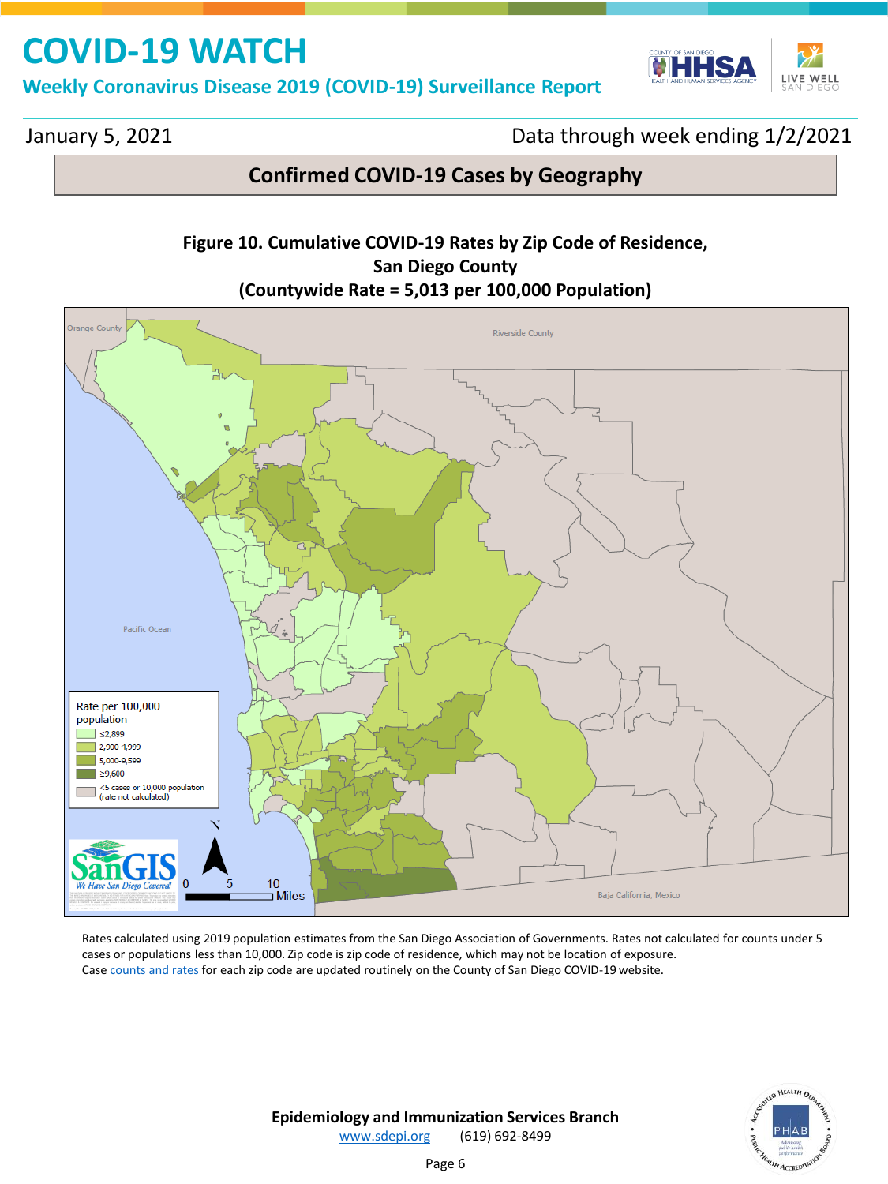# COVID-19 WATCH

**Weekly Coronavirus Disease 2019 (COVID-19) Surveillance Report**

January 5, 2021 — Data through week ending 1/2/2021

## Confirmed COVID-19 Cases by Geography

**Figure 10. Cumulative COVID-19 Rates by Zip Code of Residence, San Diego County (Countywide Rate = 5,013 per 100,000 Population)**

Rate per 100,000 population

- ≤2,899
- 2,900-4,999
- 5,000-9,599
- ≥9,600
- <5 cases or 10,000 population (rate not calculated)

Rates calculated using 2019 population estimates from the San Diego Association of Governments. Rates not calculated for counts under 5 cases or populations less than 10,000. Zip code is zip code of residence, which may not be location of exposure. Case counts and rates for each zip code are updated routinely on the County of San Diego COVID-19 website.

**Epidemiology and Immunization Services Branch**
www.sdepi.org (619) 692-8499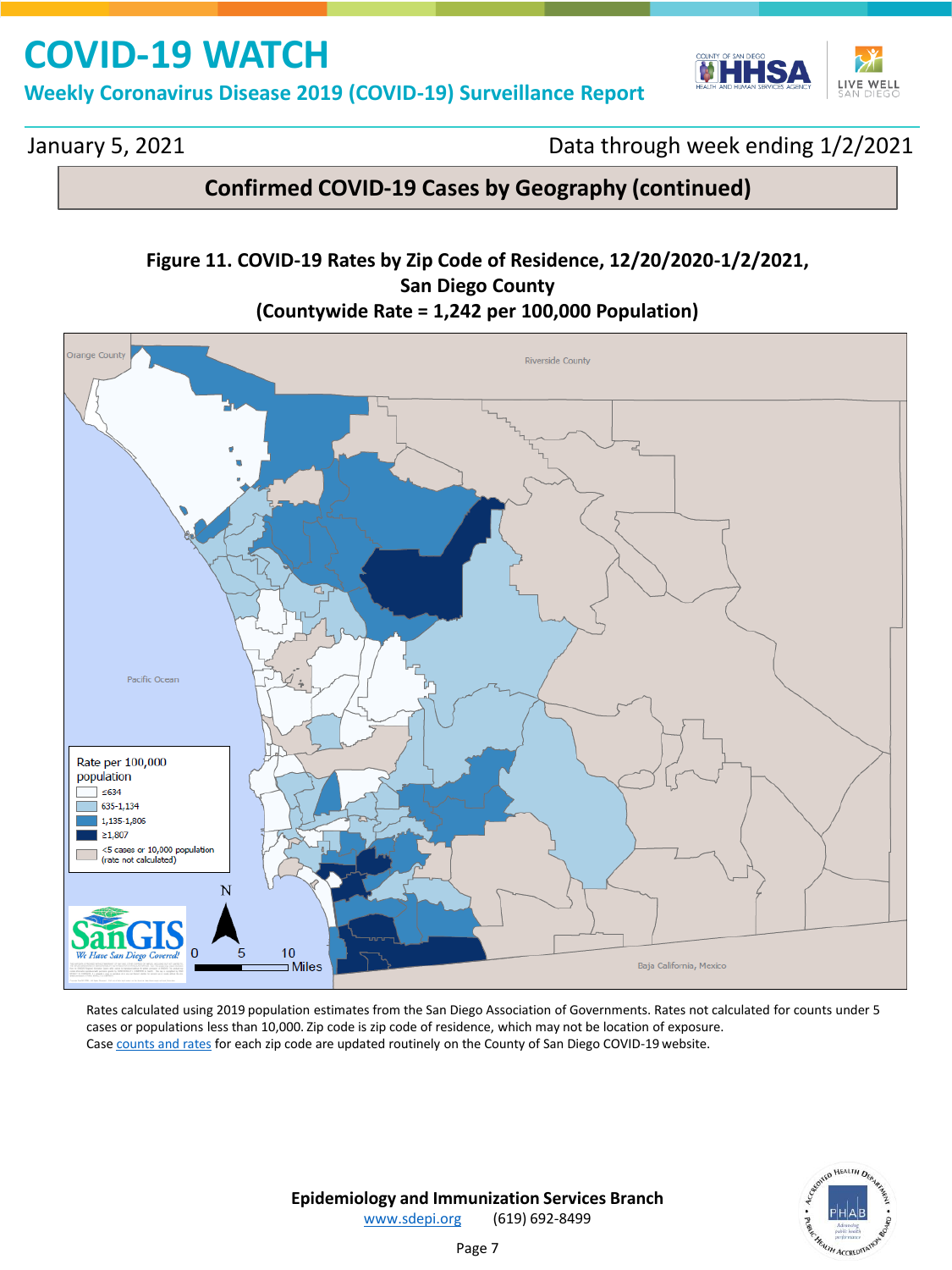# COVID-19 WATCH

## Weekly Coronavirus Disease 2019 (COVID-19) Surveillance Report

January 5, 2021 Data through week ending 1/2/2021

## Confirmed COVID-19 Cases by Geography (continued)

**Figure 11. COVID-19 Rates by Zip Code of Residence, 12/20/2020-1/2/2021, San Diego County (Countywide Rate = 1,242 per 100,000 Population)**

Rate per 100,000 population

- ≤634
- 635-1,134
- 1,135-1,806
- ≥1,807
- <5 cases or 10,000 population (rate not calculated)

Rates calculated using 2019 population estimates from the San Diego Association of Governments. Rates not calculated for counts under 5 cases or populations less than 10,000. Zip code is zip code of residence, which may not be location of exposure.
Case counts and rates for each zip code are updated routinely on the County of San Diego COVID-19 website.

**Epidemiology and Immunization Services Branch**
www.sdepi.org (619) 692-8499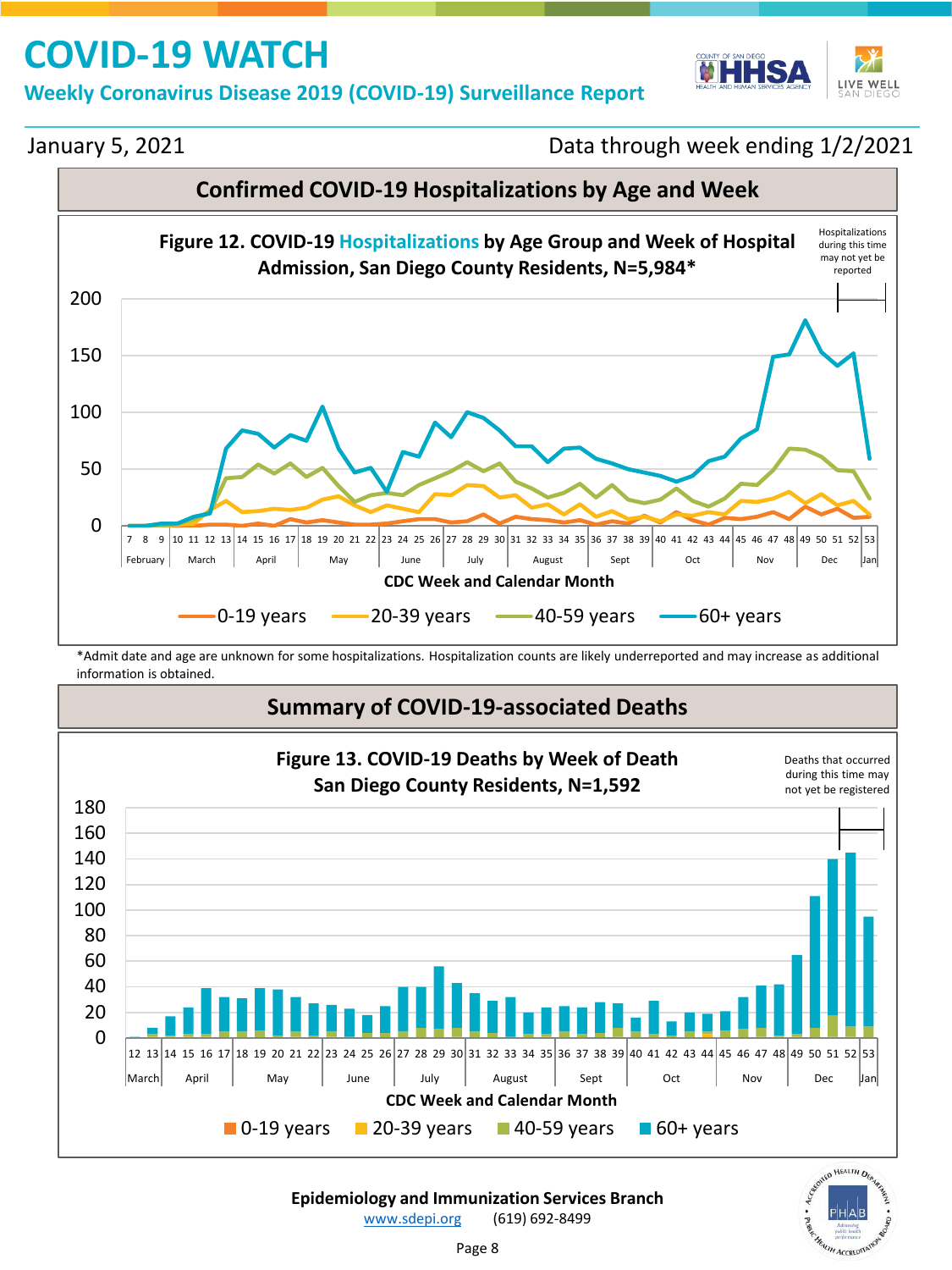# COVID-19 WATCH

## Weekly Coronavirus Disease 2019 (COVID-19) Surveillance Report

January 5, 2021 | Data through week ending 1/2/2021

## Confirmed COVID-19 Hospitalizations by Age and Week

**Figure 12. COVID-19 Hospitalizations by Age Group and Week of Hospital Admission, San Diego County Residents, N=5,984***

Hospitalizations during this time may not yet be reported

CDC Week and Calendar Month

0-19 years | 20-39 years | 40-59 years | 60+ years

*Admit date and age are unknown for some hospitalizations. Hospitalization counts are likely underreported and may increase as additional information is obtained.

## Summary of COVID-19-associated Deaths

**Figure 13. COVID-19 Deaths by Week of Death San Diego County Residents, N=1,592**

Deaths that occurred during this time may not yet be registered

CDC Week and Calendar Month

0-19 years | 20-39 years | 40-59 years | 60+ years

**Epidemiology and Immunization Services Branch**

www.sdepi.org (619) 692-8499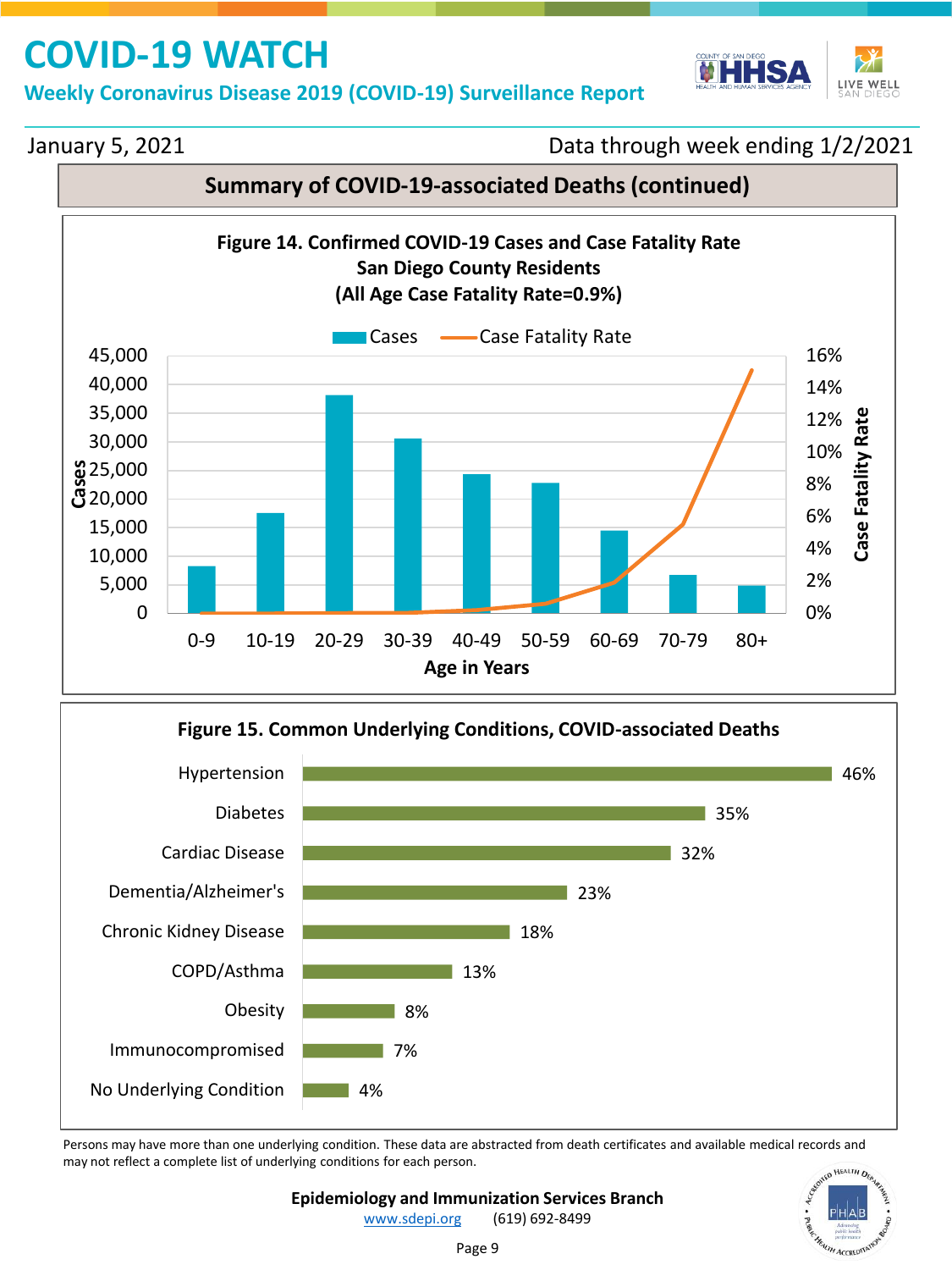# COVID-19 WATCH

**Weekly Coronavirus Disease 2019 (COVID-19) Surveillance Report**

January 5, 2021 — Data through week ending 1/2/2021

## Summary of COVID-19-associated Deaths (continued)

**Figure 14. Confirmed COVID-19 Cases and Case Fatality Rate San Diego County Residents (All Age Case Fatality Rate=0.9%)**

Legend: Cases; Case Fatality Rate

Left axis: Cases (0–45,000). Right axis: Case Fatality Rate (0%–16%). X axis: Age in Years (0-9, 10-19, 20-29, 30-39, 40-49, 50-59, 60-69, 70-79, 80+)

**Figure 15. Common Underlying Conditions, COVID-associated Deaths**

| Condition | Percent |
|---|---|
| Hypertension | 46% |
| Diabetes | 35% |
| Cardiac Disease | 32% |
| Dementia/Alzheimer's | 23% |
| Chronic Kidney Disease | 18% |
| COPD/Asthma | 13% |
| Obesity | 8% |
| Immunocompromised | 7% |
| No Underlying Condition | 4% |

Persons may have more than one underlying condition. These data are abstracted from death certificates and available medical records and may not reflect a complete list of underlying conditions for each person.

**Epidemiology and Immunization Services Branch**
www.sdepi.org (619) 692-8499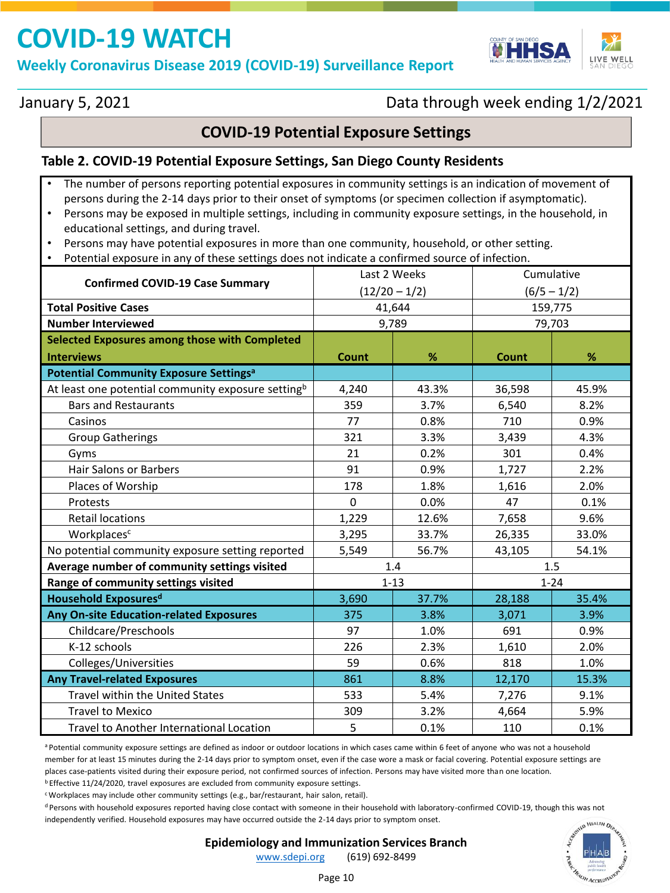# COVID-19 WATCH

## Weekly Coronavirus Disease 2019 (COVID-19) Surveillance Report

January 5, 2021 — Data through week ending 1/2/2021

## COVID-19 Potential Exposure Settings

### Table 2. COVID-19 Potential Exposure Settings, San Diego County Residents

- The number of persons reporting potential exposures in community settings is an indication of movement of persons during the 2-14 days prior to their onset of symptoms (or specimen collection if asymptomatic).
- Persons may be exposed in multiple settings, including in community exposure settings, in the household, in educational settings, and during travel.
- Persons may have potential exposures in more than one community, household, or other setting.
- Potential exposure in any of these settings does not indicate a confirmed source of infection.

| Confirmed COVID-19 Case Summary | Last 2 Weeks (12/20 – 1/2) | | Cumulative (6/5 – 1/2) | |
|---|---|---|---|---|
| **Total Positive Cases** | 41,644 | | 159,775 | |
| **Number Interviewed** | 9,789 | | 79,703 | |
| **Selected Exposures among those with Completed Interviews** | **Count** | **%** | **Count** | **%** |
| **Potential Community Exposure Settings[a]** | | | | |
| At least one potential community exposure setting[b] | 4,240 | 43.3% | 36,598 | 45.9% |
| Bars and Restaurants | 359 | 3.7% | 6,540 | 8.2% |
| Casinos | 77 | 0.8% | 710 | 0.9% |
| Group Gatherings | 321 | 3.3% | 3,439 | 4.3% |
| Gyms | 21 | 0.2% | 301 | 0.4% |
| Hair Salons or Barbers | 91 | 0.9% | 1,727 | 2.2% |
| Places of Worship | 178 | 1.8% | 1,616 | 2.0% |
| Protests | 0 | 0.0% | 47 | 0.1% |
| Retail locations | 1,229 | 12.6% | 7,658 | 9.6% |
| Workplaces[c] | 3,295 | 33.7% | 26,335 | 33.0% |
| No potential community exposure setting reported | 5,549 | 56.7% | 43,105 | 54.1% |
| **Average number of community settings visited** | 1.4 | | 1.5 | |
| **Range of community settings visited** | 1-13 | | 1-24 | |
| **Household Exposures[d]** | 3,690 | 37.7% | 28,188 | 35.4% |
| **Any On-site Education-related Exposures** | 375 | 3.8% | 3,071 | 3.9% |
| Childcare/Preschools | 97 | 1.0% | 691 | 0.9% |
| K-12 schools | 226 | 2.3% | 1,610 | 2.0% |
| Colleges/Universities | 59 | 0.6% | 818 | 1.0% |
| **Any Travel-related Exposures** | 861 | 8.8% | 12,170 | 15.3% |
| Travel within the United States | 533 | 5.4% | 7,276 | 9.1% |
| Travel to Mexico | 309 | 3.2% | 4,664 | 5.9% |
| Travel to Another International Location | 5 | 0.1% | 110 | 0.1% |

[a] Potential community exposure settings are defined as indoor or outdoor locations in which cases came within 6 feet of anyone who was not a household member for at least 15 minutes during the 2-14 days prior to symptom onset, even if the case wore a mask or facial covering. Potential exposure settings are places case-patients visited during their exposure period, not confirmed sources of infection. Persons may have visited more than one location.

[b] Effective 11/24/2020, travel exposures are excluded from community exposure settings.

[c] Workplaces may include other community settings (e.g., bar/restaurant, hair salon, retail).

[d] Persons with household exposures reported having close contact with someone in their household with laboratory-confirmed COVID-19, though this was not independently verified. Household exposures may have occurred outside the 2-14 days prior to symptom onset.

**Epidemiology and Immunization Services Branch**

www.sdepi.org (619) 692-8499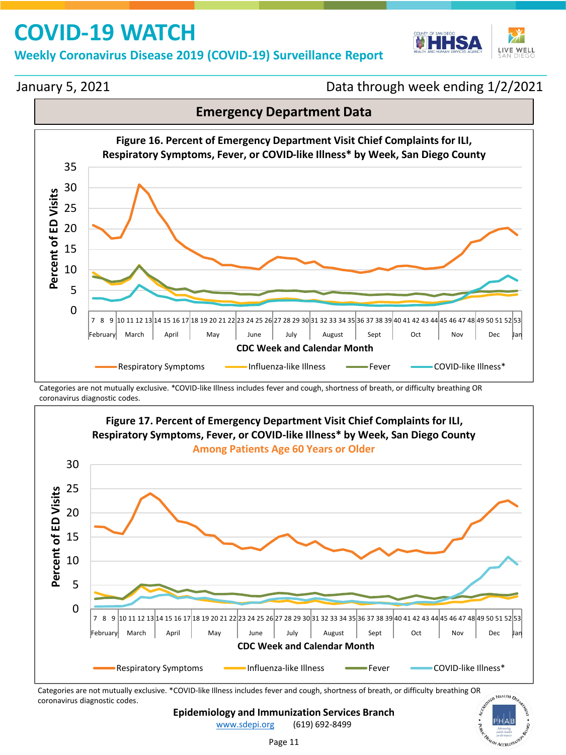# COVID-19 WATCH

**Weekly Coronavirus Disease 2019 (COVID-19) Surveillance Report**

January 5, 2021 — Data through week ending 1/2/2021

## Emergency Department Data

**Figure 16. Percent of Emergency Department Visit Chief Complaints for ILI, Respiratory Symptoms, Fever, or COVID-like Illness* by Week, San Diego County**

Categories are not mutually exclusive. *COVID-like Illness includes fever and cough, shortness of breath, or difficulty breathing OR coronavirus diagnostic codes.

**Figure 17. Percent of Emergency Department Visit Chief Complaints for ILI, Respiratory Symptoms, Fever, or COVID-like Illness* by Week, San Diego County**

**Among Patients Age 60 Years or Older**

Categories are not mutually exclusive. *COVID-like Illness includes fever and cough, shortness of breath, or difficulty breathing OR coronavirus diagnostic codes.

**Epidemiology and Immunization Services Branch**

www.sdepi.org (619) 692-8499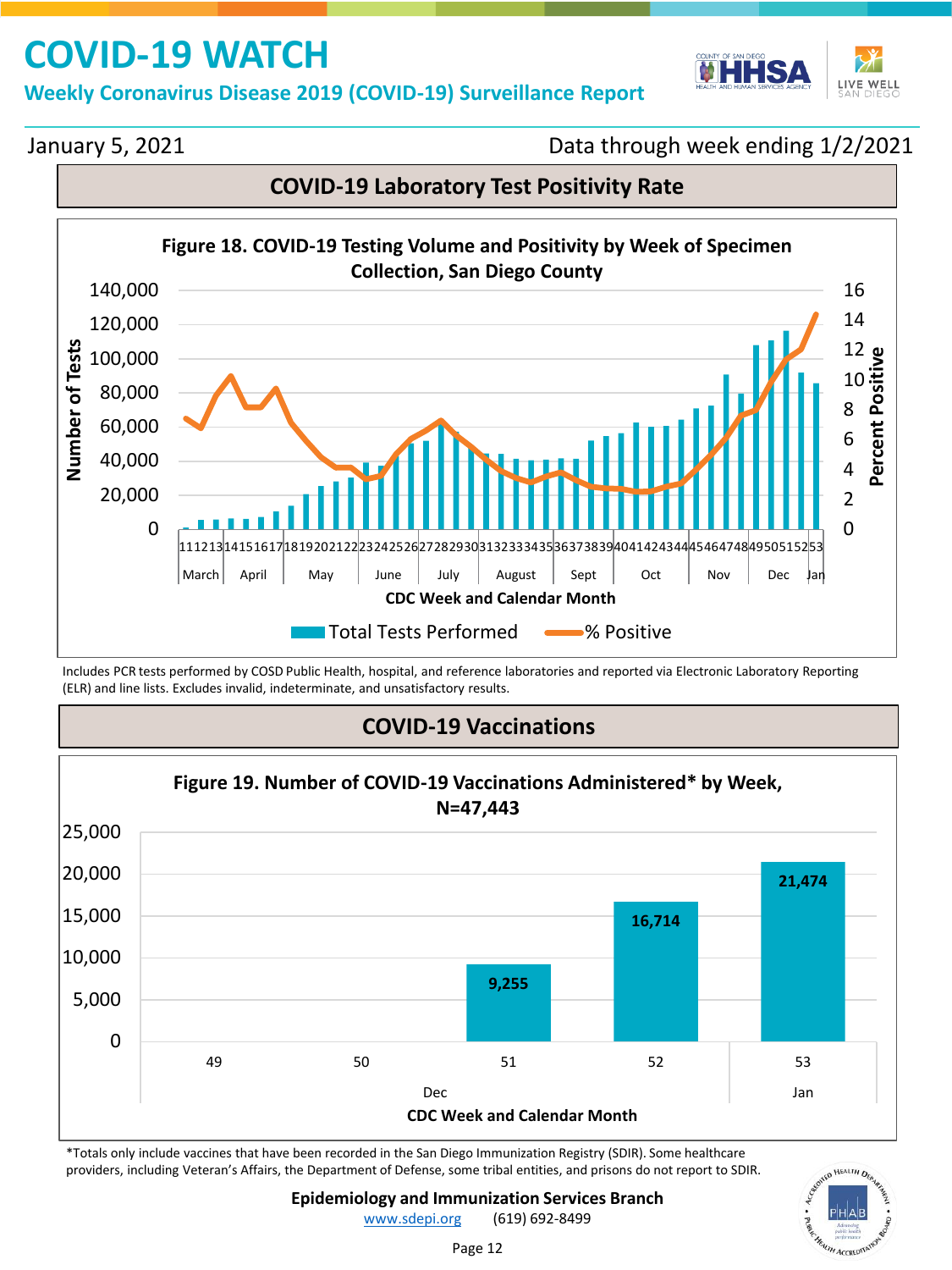# COVID-19 WATCH

## Weekly Coronavirus Disease 2019 (COVID-19) Surveillance Report

January 5, 2021 — Data through week ending 1/2/2021

## COVID-19 Laboratory Test Positivity Rate

**Figure 18. COVID-19 Testing Volume and Positivity by Week of Specimen Collection, San Diego County**

Includes PCR tests performed by COSD Public Health, hospital, and reference laboratories and reported via Electronic Laboratory Reporting (ELR) and line lists. Excludes invalid, indeterminate, and unsatisfactory results.

## COVID-19 Vaccinations

**Figure 19. Number of COVID-19 Vaccinations Administered* by Week, N=47,443**

| CDC Week | Calendar Month | Vaccinations Administered |
|---|---|---|
| 49 | Dec | |
| 50 | Dec | |
| 51 | Dec | 9,255 |
| 52 | Dec | 16,714 |
| 53 | Jan | 21,474 |

*Totals only include vaccines that have been recorded in the San Diego Immunization Registry (SDIR). Some healthcare providers, including Veteran's Affairs, the Department of Defense, some tribal entities, and prisons do not report to SDIR.

**Epidemiology and Immunization Services Branch**
www.sdepi.org (619) 692-8499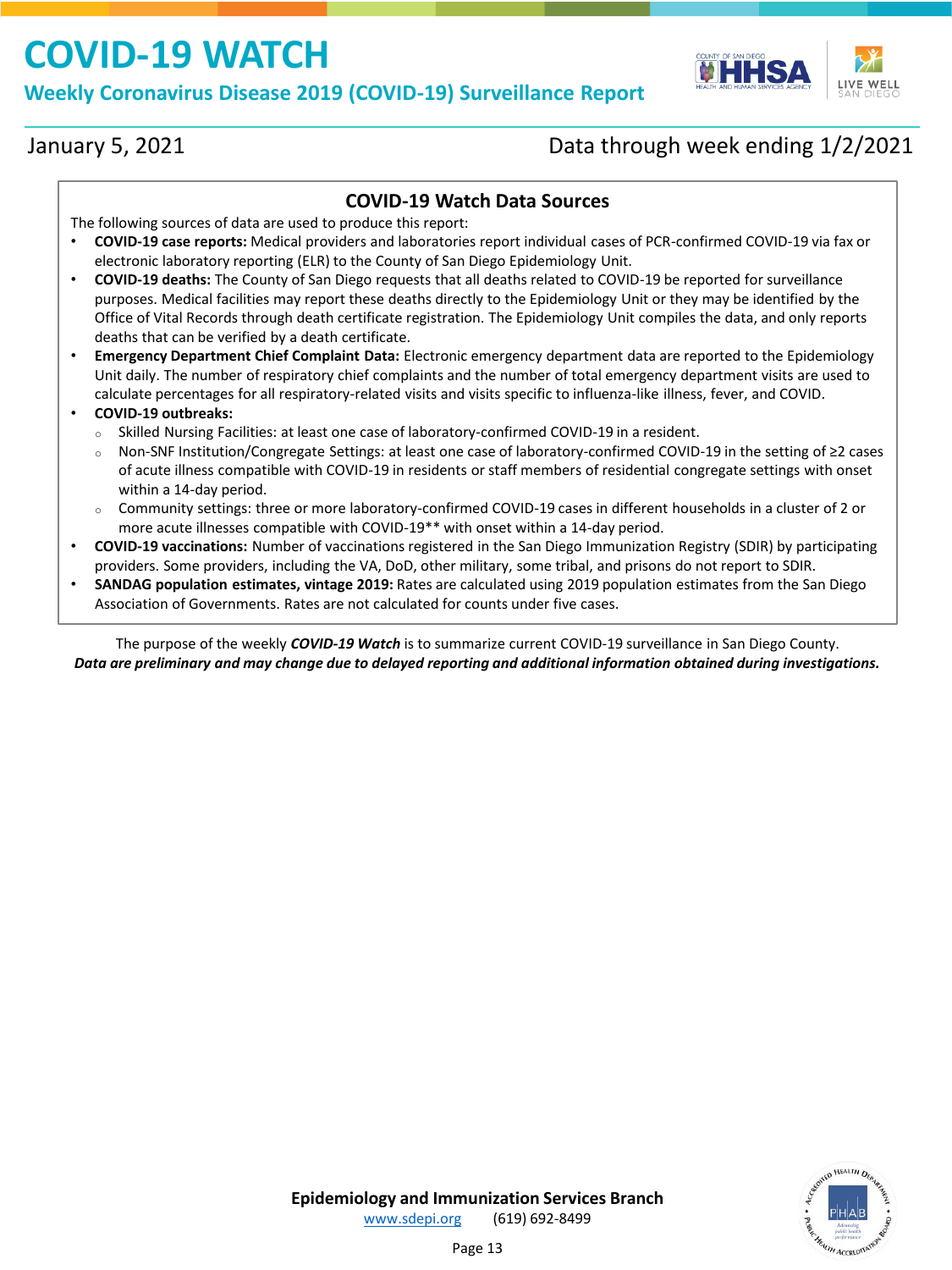# COVID-19 WATCH

## Weekly Coronavirus Disease 2019 (COVID-19) Surveillance Report

January 5, 2021 — Data through week ending 1/2/2021

### COVID-19 Watch Data Sources

The following sources of data are used to produce this report:

- **COVID-19 case reports:** Medical providers and laboratories report individual cases of PCR-confirmed COVID-19 via fax or electronic laboratory reporting (ELR) to the County of San Diego Epidemiology Unit.
- **COVID-19 deaths:** The County of San Diego requests that all deaths related to COVID-19 be reported for surveillance purposes. Medical facilities may report these deaths directly to the Epidemiology Unit or they may be identified by the Office of Vital Records through death certificate registration. The Epidemiology Unit compiles the data, and only reports deaths that can be verified by a death certificate.
- **Emergency Department Chief Complaint Data:** Electronic emergency department data are reported to the Epidemiology Unit daily. The number of respiratory chief complaints and the number of total emergency department visits are used to calculate percentages for all respiratory-related visits and visits specific to influenza-like illness, fever, and COVID.
- **COVID-19 outbreaks:**
  - Skilled Nursing Facilities: at least one case of laboratory-confirmed COVID-19 in a resident.
  - Non-SNF Institution/Congregate Settings: at least one case of laboratory-confirmed COVID-19 in the setting of ≥2 cases of acute illness compatible with COVID-19 in residents or staff members of residential congregate settings with onset within a 14-day period.
  - Community settings: three or more laboratory-confirmed COVID-19 cases in different households in a cluster of 2 or more acute illnesses compatible with COVID-19** with onset within a 14-day period.
- **COVID-19 vaccinations:** Number of vaccinations registered in the San Diego Immunization Registry (SDIR) by participating providers. Some providers, including the VA, DoD, other military, some tribal, and prisons do not report to SDIR.
- **SANDAG population estimates, vintage 2019:** Rates are calculated using 2019 population estimates from the San Diego Association of Governments. Rates are not calculated for counts under five cases.

The purpose of the weekly ***COVID-19 Watch*** is to summarize current COVID-19 surveillance in San Diego County.

***Data are preliminary and may change due to delayed reporting and additional information obtained during investigations.***

**Epidemiology and Immunization Services Branch**
www.sdepi.org (619) 692-8499